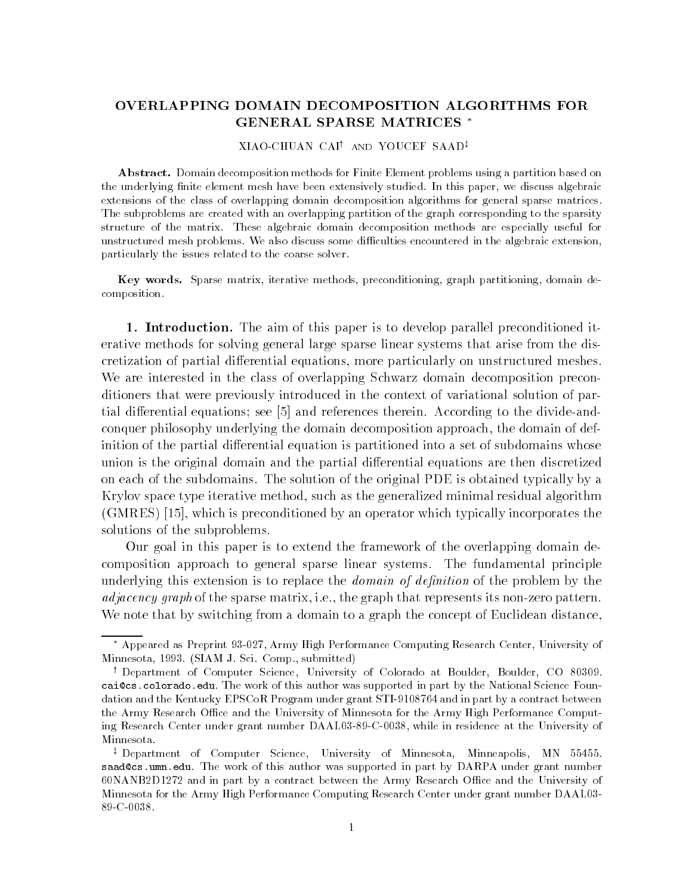# OVERLAPPING DOMAIN DECOMPOSITION ALGORITHMS FOR GENERAL SPARSE MATRICES *

XIAO-CHUAN CAI† AND YOUCEF SAAD‡

**Abstract.** Domain decomposition methods for Finite Element problems using a partition based on the underlying finite element mesh have been extensively studied. In this paper, we discuss algebraic extensions of the class of overlapping domain decomposition algorithms for general sparse matrices. The subproblems are created with an overlapping partition of the graph corresponding to the sparsity structure of the matrix. These algebraic domain decomposition methods are especially useful for unstructured mesh problems. We also discuss some difficulties encountered in the algebraic extension, particularly the issues related to the coarse solver.

**Key words.** Sparse matrix, iterative methods, preconditioning, graph partitioning, domain decomposition.

**1. Introduction.** The aim of this paper is to develop parallel preconditioned iterative methods for solving general large sparse linear systems that arise from the discretization of partial differential equations, more particularly on unstructured meshes. We are interested in the class of overlapping Schwarz domain decomposition preconditioners that were previously introduced in the context of variational solution of partial differential equations; see [5] and references therein. According to the divide-and-conquer philosophy underlying the domain decomposition approach, the domain of definition of the partial differential equation is partitioned into a set of subdomains whose union is the original domain and the partial differential equations are then discretized on each of the subdomains. The solution of the original PDE is obtained typically by a Krylov space type iterative method, such as the generalized minimal residual algorithm (GMRES) [15], which is preconditioned by an operator which typically incorporates the solutions of the subproblems.

Our goal in this paper is to extend the framework of the overlapping domain decomposition approach to general sparse linear systems. The fundamental principle underlying this extension is to replace the *domain of definition* of the problem by the *adjacency graph* of the sparse matrix, i.e., the graph that represents its non-zero pattern. We note that by switching from a domain to a graph the concept of Euclidean distance,

---

* Appeared as Preprint 93-027, Army High Performance Computing Research Center, University of Minnesota, 1993. (SIAM J. Sci. Comp., submitted)

† Department of Computer Science, University of Colorado at Boulder, Boulder, CO 80309. cai@cs.colorado.edu. The work of this author was supported in part by the National Science Foundation and the Kentucky EPSCoR Program under grant STI-9108764 and in part by a contract between the Army Research Office and the University of Minnesota for the Army High Performance Computing Research Center under grant number DAAL03-89-C-0038, while in residence at the University of Minnesota.

‡ Department of Computer Science, University of Minnesota, Minneapolis, MN 55455. saad@cs.umn.edu. The work of this author was supported in part by DARPA under grant number 60NANB2D1272 and in part by a contract between the Army Research Office and the University of Minnesota for the Army High Performance Computing Research Center under grant number DAAL03-89-C-0038.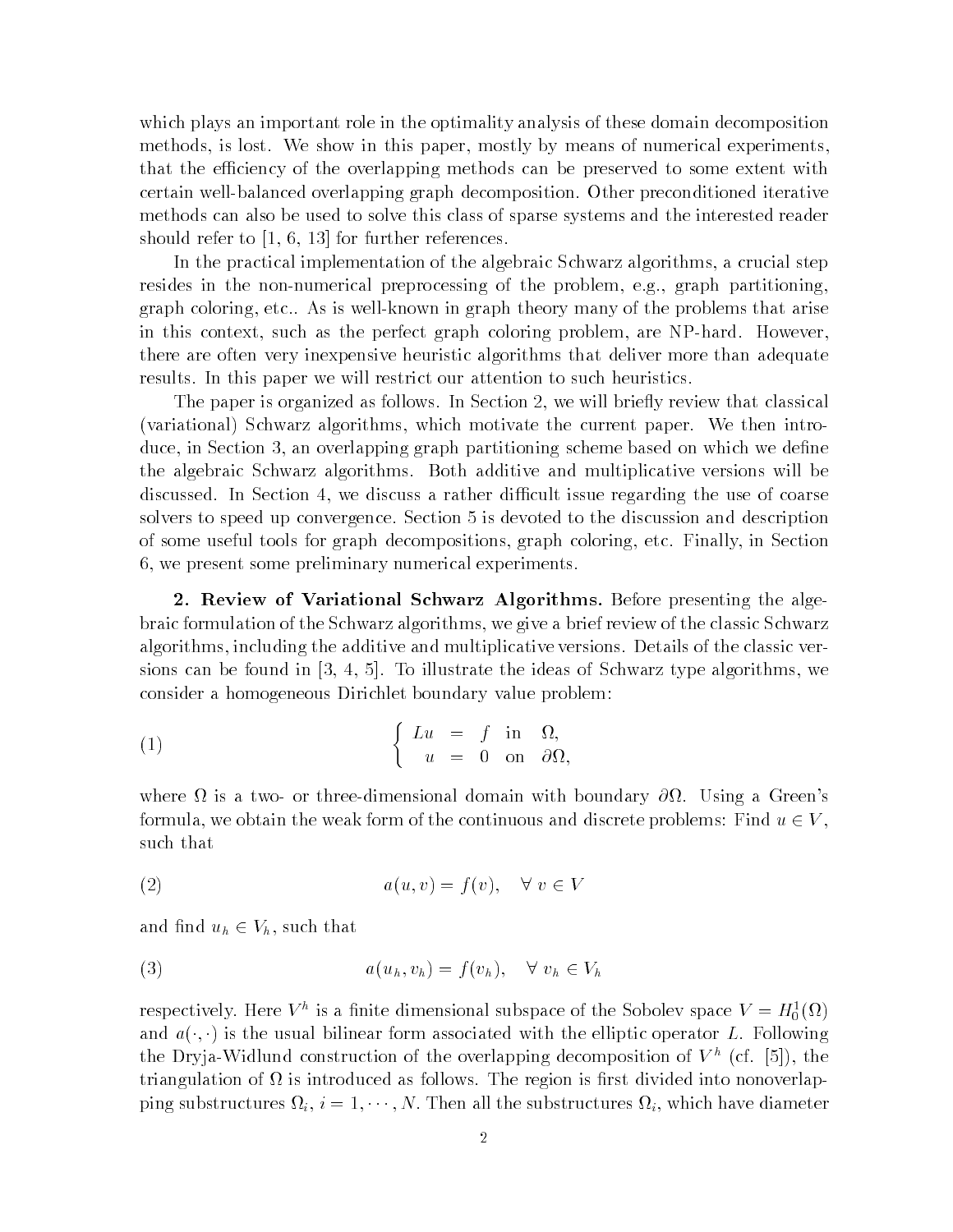which plays an important role in the optimality analysis of these domain decomposition methods, is lost. We show in this paper, mostly by means of numerical experiments, that the efficiency of the overlapping methods can be preserved to some extent with certain well-balanced overlapping graph decomposition. Other preconditioned iterative methods can also be used to solve this class of sparse systems and the interested reader should refer to [1, 6, 13] for further references.

In the practical implementation of the algebraic Schwarz algorithms, a crucial step resides in the non-numerical preprocessing of the problem, e.g., graph partitioning, graph coloring, etc.. As is well-known in graph theory many of the problems that arise in this context, such as the perfect graph coloring problem, are NP-hard. However, there are often very inexpensive heuristic algorithms that deliver more than adequate results. In this paper we will restrict our attention to such heuristics.

The paper is organized as follows. In Section 2, we will briefly review that classical (variational) Schwarz algorithms, which motivate the current paper. We then introduce, in Section 3, an overlapping graph partitioning scheme based on which we define the algebraic Schwarz algorithms. Both additive and multiplicative versions will be discussed. In Section 4, we discuss a rather difficult issue regarding the use of coarse solvers to speed up convergence. Section 5 is devoted to the discussion and description of some useful tools for graph decompositions, graph coloring, etc. Finally, in Section 6, we present some preliminary numerical experiments.

**2. Review of Variational Schwarz Algorithms.** Before presenting the algebraic formulation of the Schwarz algorithms, we give a brief review of the classic Schwarz algorithms, including the additive and multiplicative versions. Details of the classic versions can be found in [3, 4, 5]. To illustrate the ideas of Schwarz type algorithms, we consider a homogeneous Dirichlet boundary value problem:

$$
\left\{ \begin{array}{rcll} Lu & = & f & \text{in} \quad \Omega, \\ u & = & 0 & \text{on} \quad \partial\Omega, \end{array} \right. \tag{1}
$$

where $\Omega$ is a two- or three-dimensional domain with boundary $\partial\Omega$. Using a Green's formula, we obtain the weak form of the continuous and discrete problems: Find $u \in V$, such that

$$
a(u, v) = f(v), \quad \forall \ v \in V \tag{2}
$$

and find $u_h \in V_h$, such that

$$
a(u_h, v_h) = f(v_h), \quad \forall \ v_h \in V_h \tag{3}
$$

respectively. Here $V^h$ is a finite dimensional subspace of the Sobolev space $V = H_0^1(\Omega)$ and $a(\cdot, \cdot)$ is the usual bilinear form associated with the elliptic operator $L$. Following the Dryja-Widlund construction of the overlapping decomposition of $V^h$ (cf. [5]), the triangulation of $\Omega$ is introduced as follows. The region is first divided into nonoverlapping substructures $\Omega_i$, $i = 1, \cdots, N$. Then all the substructures $\Omega_i$, which have diameter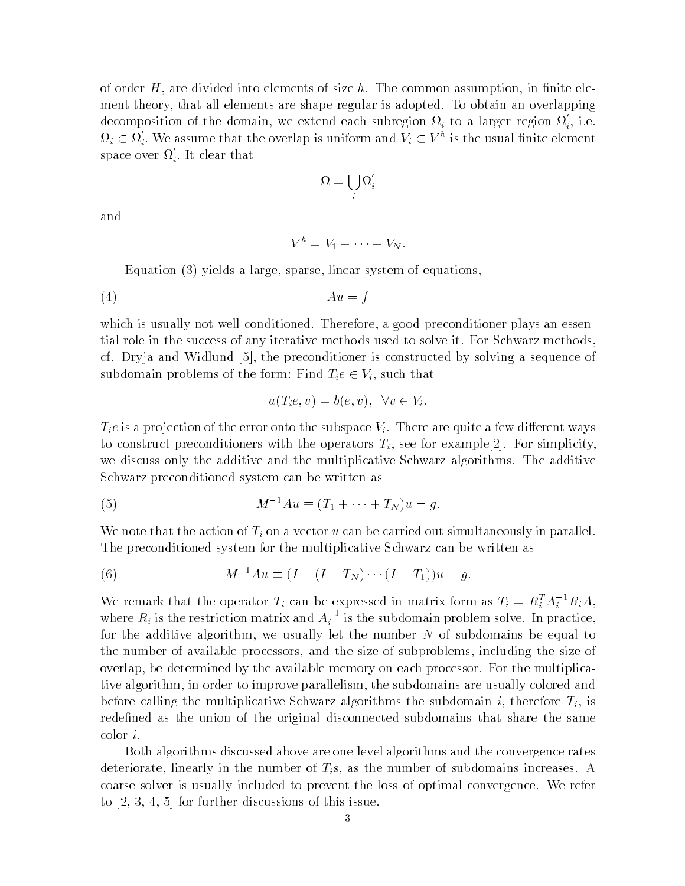of order $H$, are divided into elements of size $h$. The common assumption, in finite element theory, that all elements are shape regular is adopted. To obtain an overlapping decomposition of the domain, we extend each subregion $\Omega_i$ to a larger region $\Omega_i'$, i.e. $\Omega_i \subset \Omega_i'$. We assume that the overlap is uniform and $V_i \subset V^h$ is the usual finite element space over $\Omega_i'$. It clear that

$$\Omega = \bigcup_i \Omega_i'$$

and

$$V^h = V_1 + \cdots + V_N.$$

Equation (3) yields a large, sparse, linear system of equations,

$$Au = f \tag{4}$$

which is usually not well-conditioned. Therefore, a good preconditioner plays an essential role in the success of any iterative methods used to solve it. For Schwarz methods, cf. Dryja and Widlund [5], the preconditioner is constructed by solving a sequence of subdomain problems of the form: Find $T_i e \in V_i$, such that

$$a(T_i e, v) = b(e, v), \quad \forall v \in V_i.$$

$T_i e$ is a projection of the error onto the subspace $V_i$. There are quite a few different ways to construct preconditioners with the operators $T_i$, see for example[2]. For simplicity, we discuss only the additive and the multiplicative Schwarz algorithms. The additive Schwarz preconditioned system can be written as

$$M^{-1}Au \equiv (T_1 + \cdots + T_N)u = g. \tag{5}$$

We note that the action of $T_i$ on a vector $u$ can be carried out simultaneously in parallel. The preconditioned system for the multiplicative Schwarz can be written as

$$M^{-1}Au \equiv (I - (I - T_N) \cdots (I - T_1))u = g. \tag{6}$$

We remark that the operator $T_i$ can be expressed in matrix form as $T_i = R_i^T A_i^{-1} R_i A$, where $R_i$ is the restriction matrix and $A_i^{-1}$ is the subdomain problem solve. In practice, for the additive algorithm, we usually let the number $N$ of subdomains be equal to the number of available processors, and the size of subproblems, including the size of overlap, be determined by the available memory on each processor. For the multiplicative algorithm, in order to improve parallelism, the subdomains are usually colored and before calling the multiplicative Schwarz algorithms the subdomain $i$, therefore $T_i$, is redefined as the union of the original disconnected subdomains that share the same color $i$.

Both algorithms discussed above are one-level algorithms and the convergence rates deteriorate, linearly in the number of $T_i$s, as the number of subdomains increases. A coarse solver is usually included to prevent the loss of optimal convergence. We refer to [2, 3, 4, 5] for further discussions of this issue.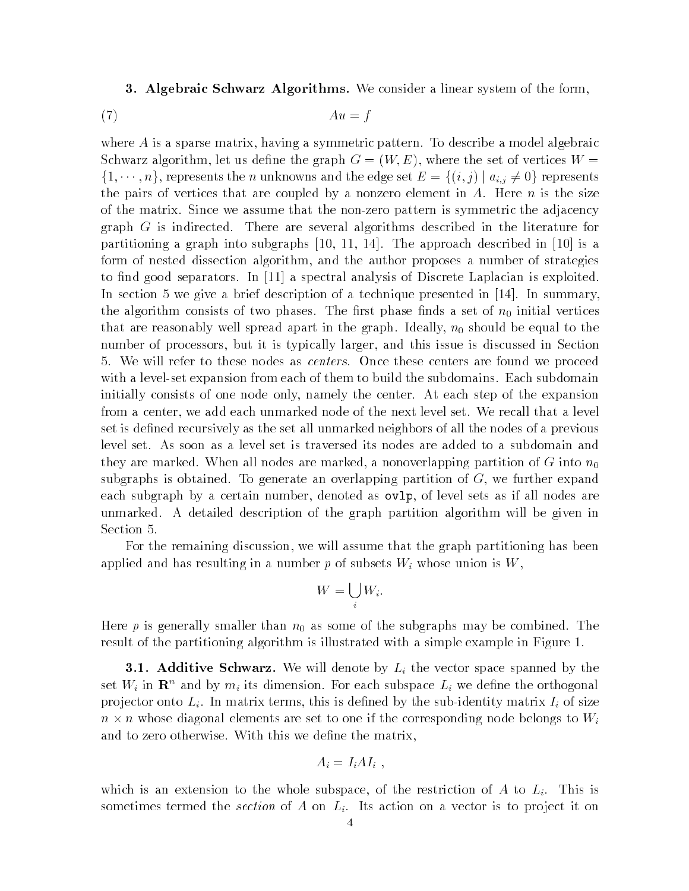## 3. Algebraic Schwarz Algorithms.

We consider a linear system of the form,

$$Au = f \tag{7}$$

where $A$ is a sparse matrix, having a symmetric pattern. To describe a model algebraic Schwarz algorithm, let us define the graph $G = (W, E)$, where the set of vertices $W = \{1, \cdots, n\}$, represents the $n$ unknowns and the edge set $E = \{(i,j) \mid a_{i,j} \neq 0\}$ represents the pairs of vertices that are coupled by a nonzero element in $A$. Here $n$ is the size of the matrix. Since we assume that the non-zero pattern is symmetric the adjacency graph $G$ is indirected. There are several algorithms described in the literature for partitioning a graph into subgraphs [10, 11, 14]. The approach described in [10] is a form of nested dissection algorithm, and the author proposes a number of strategies to find good separators. In [11] a spectral analysis of Discrete Laplacian is exploited. In section 5 we give a brief description of a technique presented in [14]. In summary, the algorithm consists of two phases. The first phase finds a set of $n_0$ initial vertices that are reasonably well spread apart in the graph. Ideally, $n_0$ should be equal to the number of processors, but it is typically larger, and this issue is discussed in Section 5. We will refer to these nodes as *centers*. Once these centers are found we proceed with a level-set expansion from each of them to build the subdomains. Each subdomain initially consists of one node only, namely the center. At each step of the expansion from a center, we add each unmarked node of the next level set. We recall that a level set is defined recursively as the set all unmarked neighbors of all the nodes of a previous level set. As soon as a level set is traversed its nodes are added to a subdomain and they are marked. When all nodes are marked, a nonoverlapping partition of $G$ into $n_0$ subgraphs is obtained. To generate an overlapping partition of $G$, we further expand each subgraph by a certain number, denoted as `ovlp`, of level sets as if all nodes are unmarked. A detailed description of the graph partition algorithm will be given in Section 5.

For the remaining discussion, we will assume that the graph partitioning has been applied and has resulting in a number $p$ of subsets $W_i$ whose union is $W$,

$$W = \bigcup_i W_i.$$

Here $p$ is generally smaller than $n_0$ as some of the subgraphs may be combined. The result of the partitioning algorithm is illustrated with a simple example in Figure 1.

### 3.1. Additive Schwarz.

We will denote by $L_i$ the vector space spanned by the set $W_i$ in $\mathbf{R}^n$ and by $m_i$ its dimension. For each subspace $L_i$ we define the orthogonal projector onto $L_i$. In matrix terms, this is defined by the sub-identity matrix $I_i$ of size $n \times n$ whose diagonal elements are set to one if the corresponding node belongs to $W_i$ and to zero otherwise. With this we define the matrix,

$$A_i = I_i A I_i \ ,$$

which is an extension to the whole subspace, of the restriction of $A$ to $L_i$. This is sometimes termed the *section* of $A$ on $L_i$. Its action on a vector is to project it on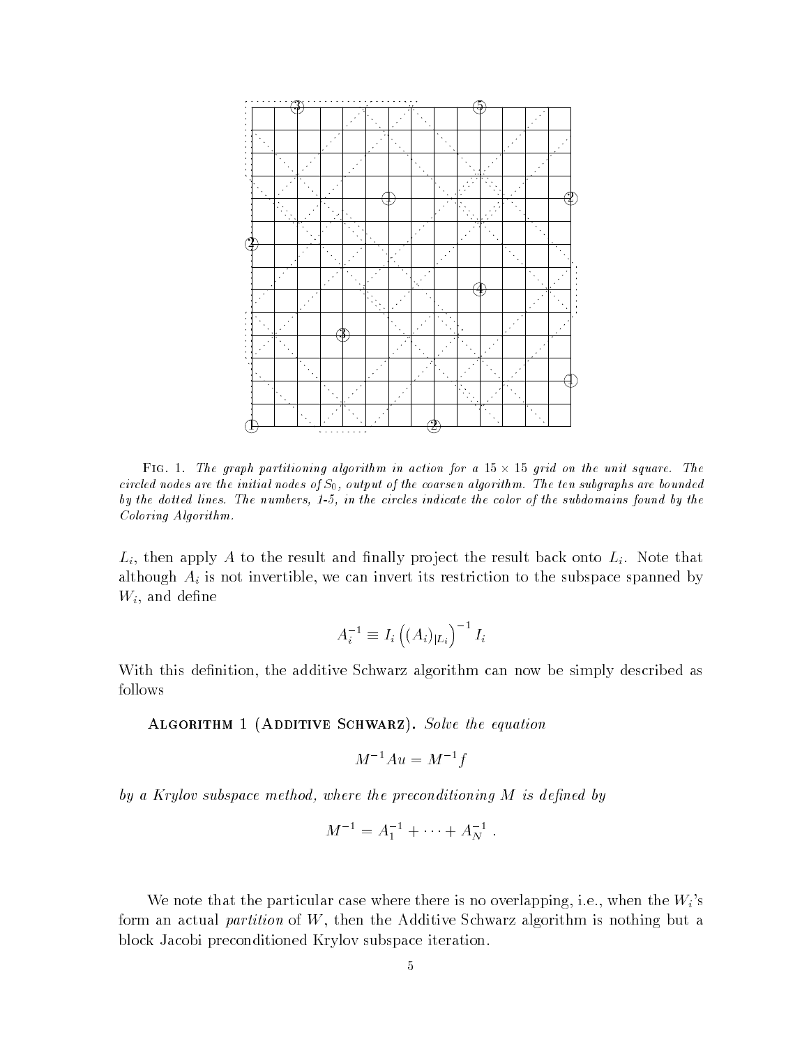Fig. 1. *The graph partitioning algorithm in action for a $15 \times 15$ grid on the unit square. The circled nodes are the initial nodes of $S_0$, output of the coarsen algorithm. The ten subgraphs are bounded by the dotted lines. The numbers, 1-5, in the circles indicate the color of the subdomains found by the Coloring Algorithm.*

$L_i$, then apply $A$ to the result and finally project the result back onto $L_i$. Note that although $A_i$ is not invertible, we can invert its restriction to the subspace spanned by $W_i$, and define

$$A_i^{-1} \equiv I_i \left( (A_i)_{|L_i} \right)^{-1} I_i$$

With this definition, the additive Schwarz algorithm can now be simply described as follows

**Algorithm 1 (Additive Schwarz).** *Solve the equation*

$$M^{-1} A u = M^{-1} f$$

*by a Krylov subspace method, where the preconditioning $M$ is defined by*

$$M^{-1} = A_1^{-1} + \cdots + A_N^{-1} \ .$$

We note that the particular case where there is no overlapping, i.e., when the $W_i$'s form an actual *partition* of $W$, then the Additive Schwarz algorithm is nothing but a block Jacobi preconditioned Krylov subspace iteration.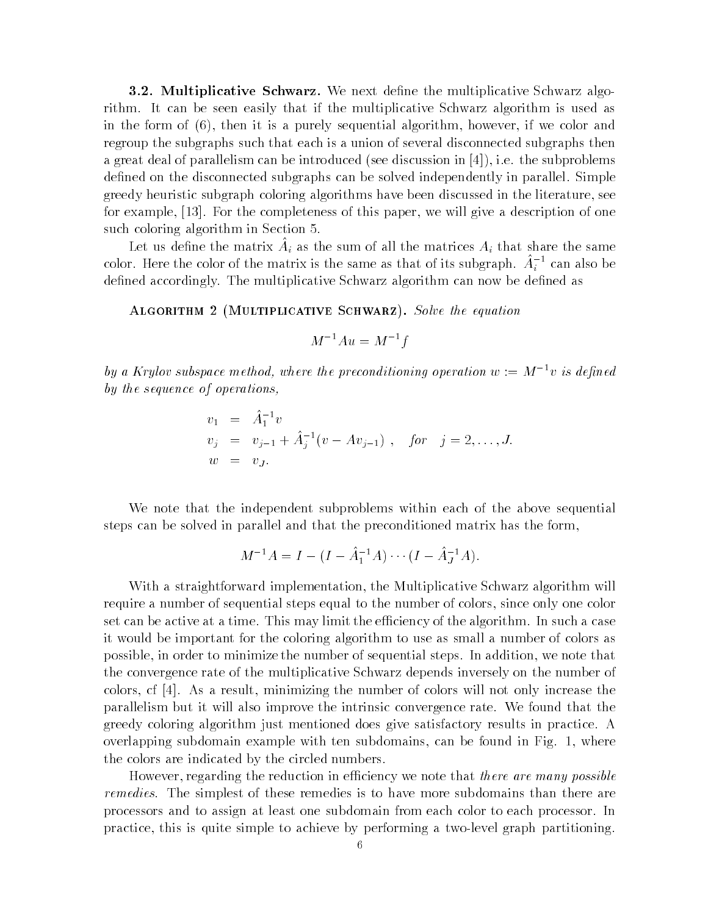**3.2. Multiplicative Schwarz.** We next define the multiplicative Schwarz algorithm. It can be seen easily that if the multiplicative Schwarz algorithm is used as in the form of (6), then it is a purely sequential algorithm, however, if we color and regroup the subgraphs such that each is a union of several disconnected subgraphs then a great deal of parallelism can be introduced (see discussion in [4]), i.e. the subproblems defined on the disconnected subgraphs can be solved independently in parallel. Simple greedy heuristic subgraph coloring algorithms have been discussed in the literature, see for example, [13]. For the completeness of this paper, we will give a description of one such coloring algorithm in Section 5.

Let us define the matrix $\hat{A}_i$ as the sum of all the matrices $A_i$ that share the same color. Here the color of the matrix is the same as that of its subgraph. $\hat{A}_i^{-1}$ can also be defined accordingly. The multiplicative Schwarz algorithm can now be defined as

Algorithm 2 (Multiplicative Schwarz). *Solve the equation*

$$M^{-1}Au = M^{-1}f$$

*by a Krylov subspace method, where the preconditioning operation* $w := M^{-1}v$ *is defined by the sequence of operations,*

$$\begin{aligned} v_1 &= \hat{A}_1^{-1}v \\ v_j &= v_{j-1} + \hat{A}_j^{-1}(v - Av_{j-1}) \ , \quad \textit{for} \quad j = 2, \ldots, J. \\ w &= v_J. \end{aligned}$$

We note that the independent subproblems within each of the above sequential steps can be solved in parallel and that the preconditioned matrix has the form,

$$M^{-1}A = I - (I - \hat{A}_1^{-1}A) \cdots (I - \hat{A}_J^{-1}A).$$

With a straightforward implementation, the Multiplicative Schwarz algorithm will require a number of sequential steps equal to the number of colors, since only one color set can be active at a time. This may limit the efficiency of the algorithm. In such a case it would be important for the coloring algorithm to use as small a number of colors as possible, in order to minimize the number of sequential steps. In addition, we note that the convergence rate of the multiplicative Schwarz depends inversely on the number of colors, cf [4]. As a result, minimizing the number of colors will not only increase the parallelism but it will also improve the intrinsic convergence rate. We found that the greedy coloring algorithm just mentioned does give satisfactory results in practice. A overlapping subdomain example with ten subdomains, can be found in Fig. 1, where the colors are indicated by the circled numbers.

However, regarding the reduction in efficiency we note that *there are many possible remedies*. The simplest of these remedies is to have more subdomains than there are processors and to assign at least one subdomain from each color to each processor. In practice, this is quite simple to achieve by performing a two-level graph partitioning.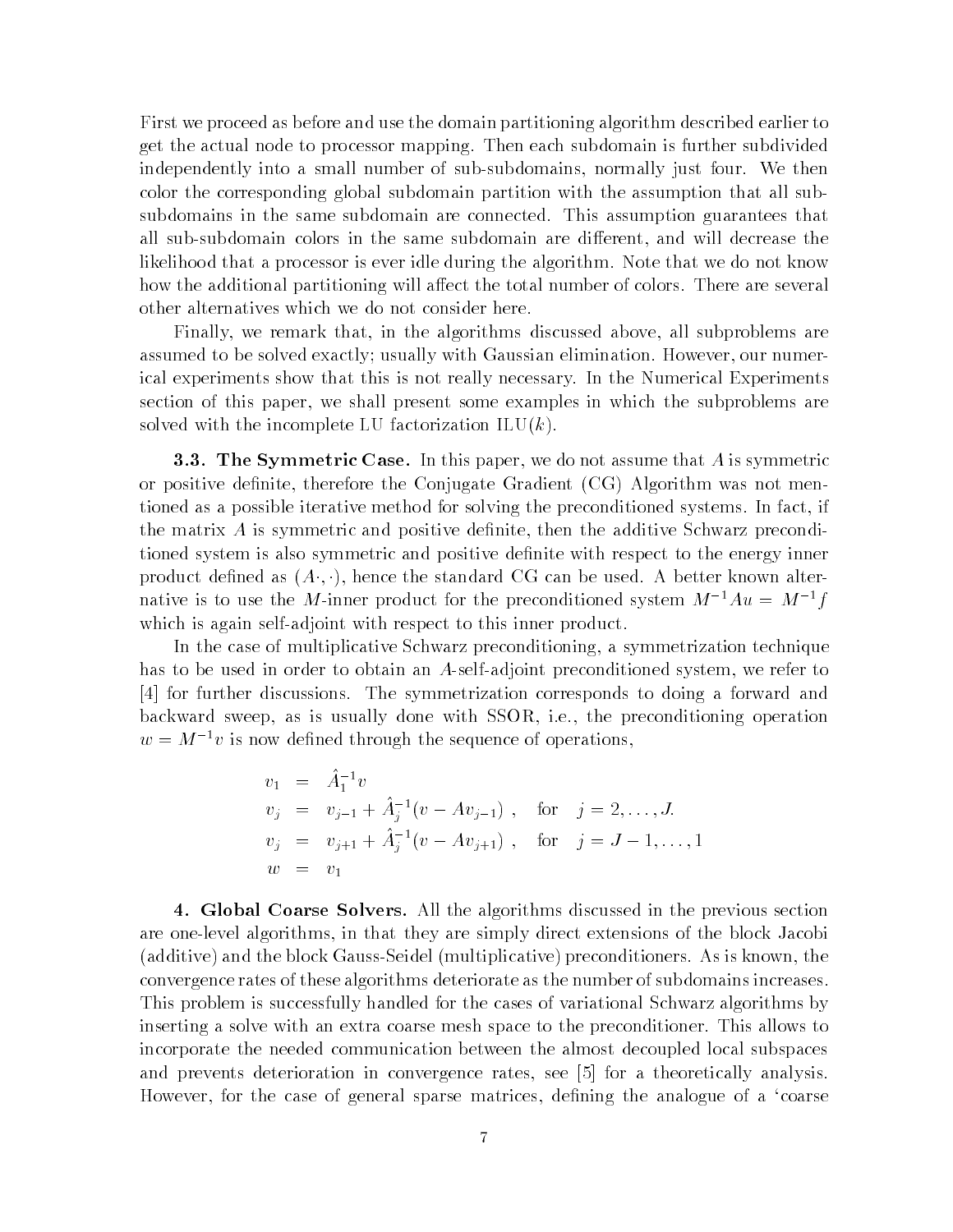First we proceed as before and use the domain partitioning algorithm described earlier to get the actual node to processor mapping. Then each subdomain is further subdivided independently into a small number of sub-subdomains, normally just four. We then color the corresponding global subdomain partition with the assumption that all sub-subdomains in the same subdomain are connected. This assumption guarantees that all sub-subdomain colors in the same subdomain are different, and will decrease the likelihood that a processor is ever idle during the algorithm. Note that we do not know how the additional partitioning will affect the total number of colors. There are several other alternatives which we do not consider here.

Finally, we remark that, in the algorithms discussed above, all subproblems are assumed to be solved exactly; usually with Gaussian elimination. However, our numerical experiments show that this is not really necessary. In the Numerical Experiments section of this paper, we shall present some examples in which the subproblems are solved with the incomplete LU factorization ILU($k$).

**3.3. The Symmetric Case.** In this paper, we do not assume that $A$ is symmetric or positive definite, therefore the Conjugate Gradient (CG) Algorithm was not mentioned as a possible iterative method for solving the preconditioned systems. In fact, if the matrix $A$ is symmetric and positive definite, then the additive Schwarz preconditioned system is also symmetric and positive definite with respect to the energy inner product defined as $(A\cdot,\cdot)$, hence the standard CG can be used. A better known alternative is to use the $M$-inner product for the preconditioned system $M^{-1}Au = M^{-1}f$ which is again self-adjoint with respect to this inner product.

In the case of multiplicative Schwarz preconditioning, a symmetrization technique has to be used in order to obtain an $A$-self-adjoint preconditioned system, we refer to [4] for further discussions. The symmetrization corresponds to doing a forward and backward sweep, as is usually done with SSOR, i.e., the preconditioning operation $w = M^{-1}v$ is now defined through the sequence of operations,

$$
\begin{aligned}
v_1 &= \hat{A}_1^{-1} v \\
v_j &= v_{j-1} + \hat{A}_j^{-1}(v - Av_{j-1}) \ , \quad \text{for} \quad j = 2, \ldots, J. \\
v_j &= v_{j+1} + \hat{A}_j^{-1}(v - Av_{j+1}) \ , \quad \text{for} \quad j = J-1, \ldots, 1 \\
w &= v_1
\end{aligned}
$$

**4. Global Coarse Solvers.** All the algorithms discussed in the previous section are one-level algorithms, in that they are simply direct extensions of the block Jacobi (additive) and the block Gauss-Seidel (multiplicative) preconditioners. As is known, the convergence rates of these algorithms deteriorate as the number of subdomains increases. This problem is successfully handled for the cases of variational Schwarz algorithms by inserting a solve with an extra coarse mesh space to the preconditioner. This allows to incorporate the needed communication between the almost decoupled local subspaces and prevents deterioration in convergence rates, see [5] for a theoretically analysis. However, for the case of general sparse matrices, defining the analogue of a 'coarse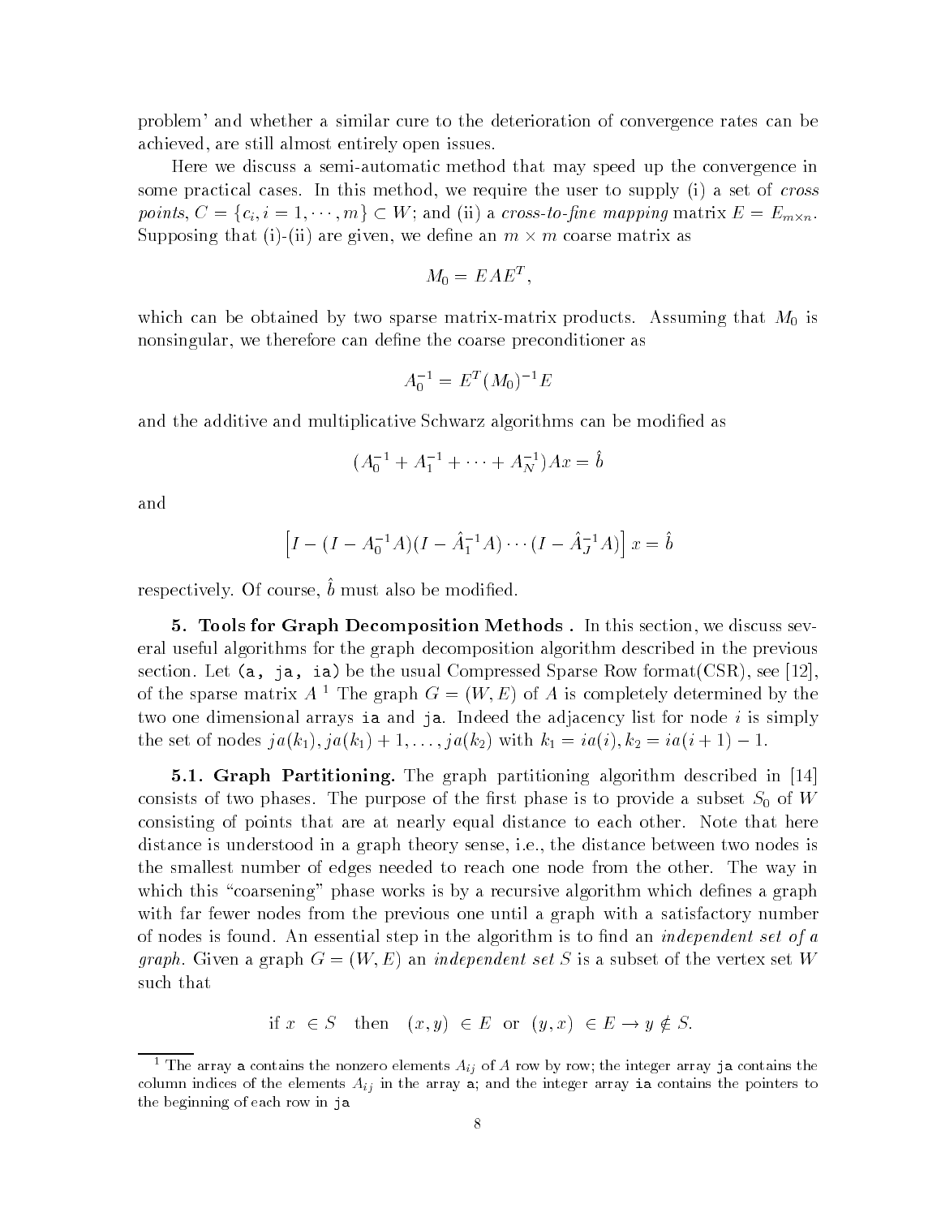problem' and whether a similar cure to the deterioration of convergence rates can be achieved, are still almost entirely open issues.

Here we discuss a semi-automatic method that may speed up the convergence in some practical cases. In this method, we require the user to supply (i) a set of *cross points*, $C = \{c_i, i = 1, \cdots, m\} \subset W$; and (ii) a *cross-to-fine mapping* matrix $E = E_{m \times n}$. Supposing that (i)-(ii) are given, we define an $m \times m$ coarse matrix as

$$M_0 = EAE^T,$$

which can be obtained by two sparse matrix-matrix products. Assuming that $M_0$ is nonsingular, we therefore can define the coarse preconditioner as

$$A_0^{-1} = E^T (M_0)^{-1} E$$

and the additive and multiplicative Schwarz algorithms can be modified as

$$(A_0^{-1} + A_1^{-1} + \cdots + A_N^{-1})Ax = \hat{b}$$

and

$$\left[ I - (I - A_0^{-1}A)(I - \hat{A}_1^{-1}A) \cdots (I - \hat{A}_J^{-1}A) \right] x = \hat{b}$$

respectively. Of course, $\hat{b}$ must also be modified.

**5. Tools for Graph Decomposition Methods .** In this section, we discuss several useful algorithms for the graph decomposition algorithm described in the previous section. Let `(a, ja, ia)` be the usual Compressed Sparse Row format(CSR), see [12], of the sparse matrix $A$ [1] The graph $G = (W, E)$ of $A$ is completely determined by the two one dimensional arrays `ia` and `ja`. Indeed the adjacency list for node $i$ is simply the set of nodes $ja(k_1), ja(k_1) + 1, \ldots, ja(k_2)$ with $k_1 = ia(i), k_2 = ia(i + 1) - 1$.

**5.1. Graph Partitioning.** The graph partitioning algorithm described in [14] consists of two phases. The purpose of the first phase is to provide a subset $S_0$ of $W$ consisting of points that are at nearly equal distance to each other. Note that here distance is understood in a graph theory sense, i.e., the distance between two nodes is the smallest number of edges needed to reach one node from the other. The way in which this "coarsening" phase works is by a recursive algorithm which defines a graph with far fewer nodes from the previous one until a graph with a satisfactory number of nodes is found. An essential step in the algorithm is to find an *independent set of a graph*. Given a graph $G = (W, E)$ an *independent set* $S$ is a subset of the vertex set $W$ such that

$$\text{if } x \in S \quad \text{then} \quad (x, y) \in E \text{ or } (y, x) \in E \rightarrow y \notin S.$$

[1] The array `a` contains the nonzero elements $A_{ij}$ of $A$ row by row; the integer array `ja` contains the column indices of the elements $A_{ij}$ in the array `a`; and the integer array `ia` contains the pointers to the beginning of each row in `ja`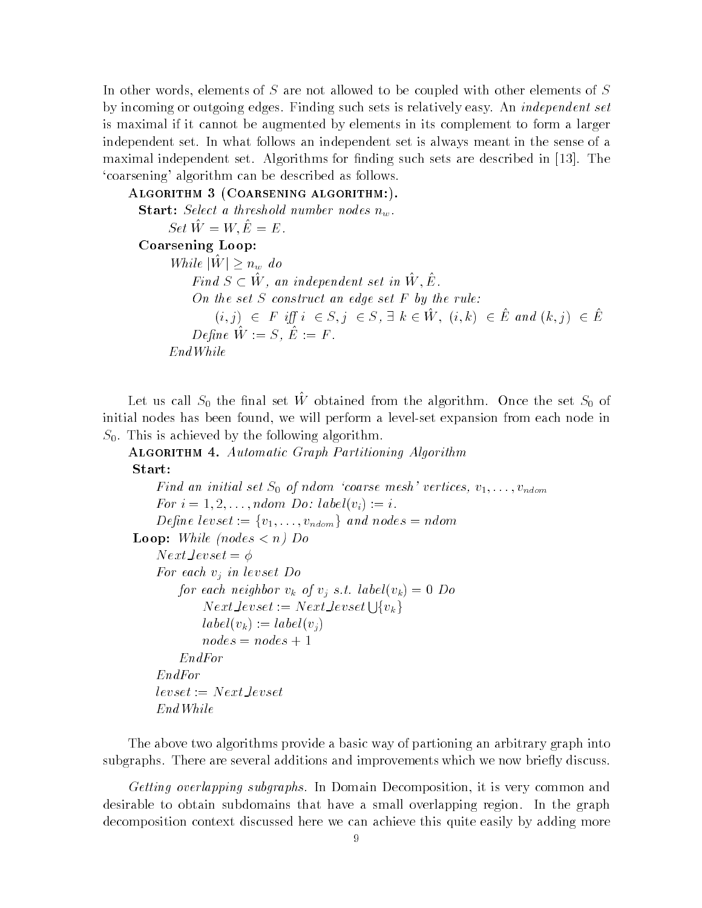In other words, elements of $S$ are not allowed to be coupled with other elements of $S$ by incoming or outgoing edges. Finding such sets is relatively easy. An *independent set* is maximal if it cannot be augmented by elements in its complement to form a larger independent set. In what follows an independent set is always meant in the sense of a maximal independent set. Algorithms for finding such sets are described in [13]. The 'coarsening' algorithm can be described as follows.

**Algorithm 3 (Coarsening algorithm:).**

**Start:** *Select a threshold number nodes* $n_w$.

*Set* $\hat{W} = W, \hat{E} = E$.

**Coarsening Loop:**

*While* $|\hat{W}| \geq n_w$ *do*

*Find* $S \subset \hat{W}$*, an independent set in* $\hat{W}, \hat{E}$.

*On the set* $S$ *construct an edge set* $F$ *by the rule:*

$(i, j) \in F$ *iff* $i \in S, j \in S, \exists\, k \in \hat{W},\ (i, k) \in \hat{E}$ *and* $(k, j) \in \hat{E}$

*Define* $\hat{W} := S,\ \hat{E} := F$.

*EndWhile*

Let us call $S_0$ the final set $\hat{W}$ obtained from the algorithm. Once the set $S_0$ of initial nodes has been found, we will perform a level-set expansion from each node in $S_0$. This is achieved by the following algorithm.

**Algorithm 4.** *Automatic Graph Partitioning Algorithm*

**Start:**

*Find an initial set* $S_0$ *of ndom 'coarse mesh' vertices,* $v_1, \ldots, v_{ndom}$

*For* $i = 1, 2, \ldots, ndom$ *Do:* $label(v_i) := i$.

*Define* $levset := \{v_1, \ldots, v_{ndom}\}$ *and* $nodes = ndom$

**Loop:** *While* $(nodes < n)$ *Do*

$Next\_levset = \phi$

*For each* $v_j$ *in levset Do*

*for each neighbor* $v_k$ *of* $v_j$ *s.t.* $label(v_k) = 0$ *Do*

$Next\_levset := Next\_levset \bigcup \{v_k\}$

$label(v_k) := label(v_j)$

$nodes = nodes + 1$

*EndFor*

*EndFor*

$levset := Next\_levset$

*EndWhile*

The above two algorithms provide a basic way of partioning an arbitrary graph into subgraphs. There are several additions and improvements which we now briefly discuss.

*Getting overlapping subgraphs.* In Domain Decomposition, it is very common and desirable to obtain subdomains that have a small overlapping region. In the graph decomposition context discussed here we can achieve this quite easily by adding more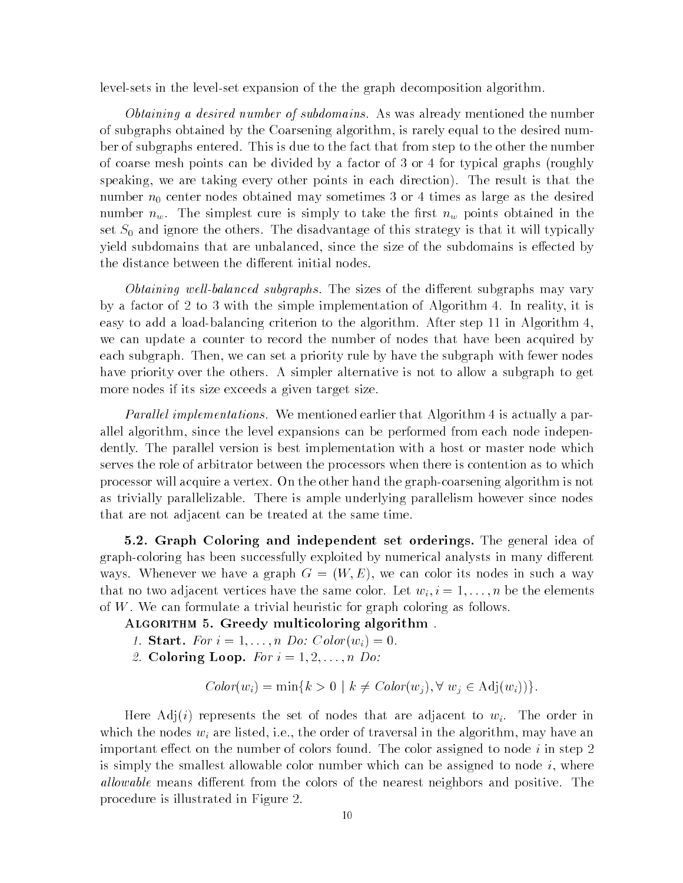level-sets in the level-set expansion of the the graph decomposition algorithm.

*Obtaining a desired number of subdomains.* As was already mentioned the number of subgraphs obtained by the Coarsening algorithm, is rarely equal to the desired number of subgraphs entered. This is due to the fact that from step to the other the number of coarse mesh points can be divided by a factor of 3 or 4 for typical graphs (roughly speaking, we are taking every other points in each direction). The result is that the number $n_0$ center nodes obtained may sometimes 3 or 4 times as large as the desired number $n_w$. The simplest cure is simply to take the first $n_w$ points obtained in the set $S_0$ and ignore the others. The disadvantage of this strategy is that it will typically yield subdomains that are unbalanced, since the size of the subdomains is effected by the distance between the different initial nodes.

*Obtaining well-balanced subgraphs.* The sizes of the different subgraphs may vary by a factor of 2 to 3 with the simple implementation of Algorithm 4. In reality, it is easy to add a load-balancing criterion to the algorithm. After step 11 in Algorithm 4, we can update a counter to record the number of nodes that have been acquired by each subgraph. Then, we can set a priority rule by have the subgraph with fewer nodes have priority over the others. A simpler alternative is not to allow a subgraph to get more nodes if its size exceeds a given target size.

*Parallel implementations.* We mentioned earlier that Algorithm 4 is actually a parallel algorithm, since the level expansions can be performed from each node independently. The parallel version is best implementation with a host or master node which serves the role of arbitrator between the processors when there is contention as to which processor will acquire a vertex. On the other hand the graph-coarsening algorithm is not as trivially parallelizable. There is ample underlying parallelism however since nodes that are not adjacent can be treated at the same time.

**5.2. Graph Coloring and independent set orderings.** The general idea of graph-coloring has been successfully exploited by numerical analysts in many different ways. Whenever we have a graph $G = (W, E)$, we can color its nodes in such a way that no two adjacent vertices have the same color. Let $w_i, i = 1, \ldots, n$ be the elements of $W$. We can formulate a trivial heuristic for graph coloring as follows.

**Algorithm 5. Greedy multicoloring algorithm .**

1. **Start.** *For* $i = 1, \ldots, n$ *Do:* $Color(w_i) = 0$.
2. **Coloring Loop.** *For* $i = 1, 2, \ldots, n$ *Do:*

$$Color(w_i) = \min\{k > 0 \mid k \neq Color(w_j), \forall\ w_j \in \mathrm{Adj}(w_i))\}.$$

Here $\mathrm{Adj}(i)$ represents the set of nodes that are adjacent to $w_i$. The order in which the nodes $w_i$ are listed, i.e., the order of traversal in the algorithm, may have an important effect on the number of colors found. The color assigned to node $i$ in step 2 is simply the smallest allowable color number which can be assigned to node $i$, where *allowable* means different from the colors of the nearest neighbors and positive. The procedure is illustrated in Figure 2.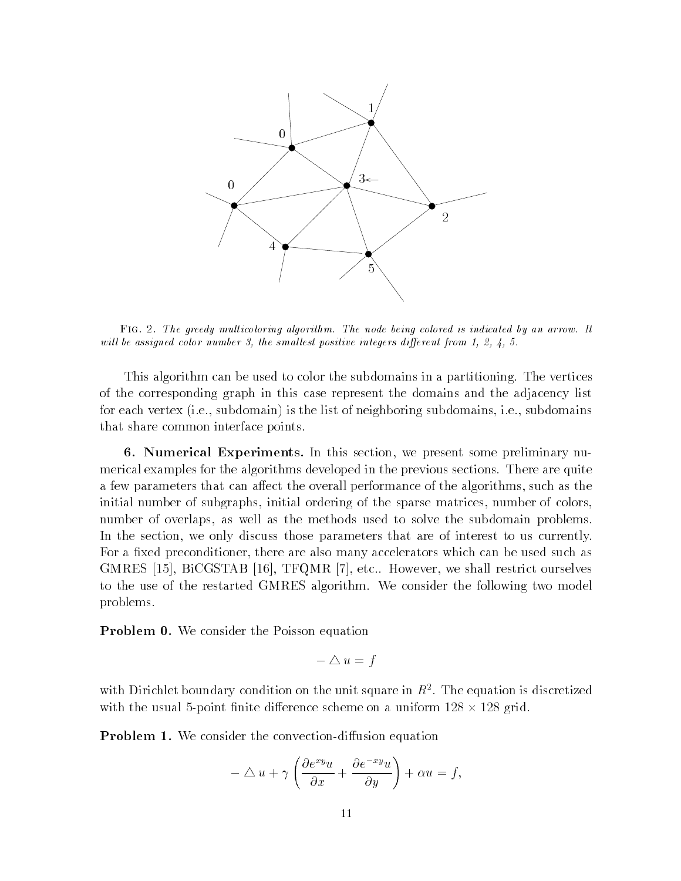Fig. 2. *The greedy multicoloring algorithm. The node being colored is indicated by an arrow. It will be assigned color number 3, the smallest positive integers different from 1, 2, 4, 5.*

This algorithm can be used to color the subdomains in a partitioning. The vertices of the corresponding graph in this case represent the domains and the adjacency list for each vertex (i.e., subdomain) is the list of neighboring subdomains, i.e., subdomains that share common interface points.

**6. Numerical Experiments.** In this section, we present some preliminary numerical examples for the algorithms developed in the previous sections. There are quite a few parameters that can affect the overall performance of the algorithms, such as the initial number of subgraphs, initial ordering of the sparse matrices, number of colors, number of overlaps, as well as the methods used to solve the subdomain problems. In the section, we only discuss those parameters that are of interest to us currently. For a fixed preconditioner, there are also many accelerators which can be used such as GMRES [15], BiCGSTAB [16], TFQMR [7], etc.. However, we shall restrict ourselves to the use of the restarted GMRES algorithm. We consider the following two model problems.

**Problem 0.** We consider the Poisson equation

$$- \triangle u = f$$

with Dirichlet boundary condition on the unit square in $R^2$. The equation is discretized with the usual 5-point finite difference scheme on a uniform $128 \times 128$ grid.

**Problem 1.** We consider the convection-diffusion equation

$$- \triangle u + \gamma \left( \frac{\partial e^{xy} u}{\partial x} + \frac{\partial e^{-xy} u}{\partial y} \right) + \alpha u = f,$$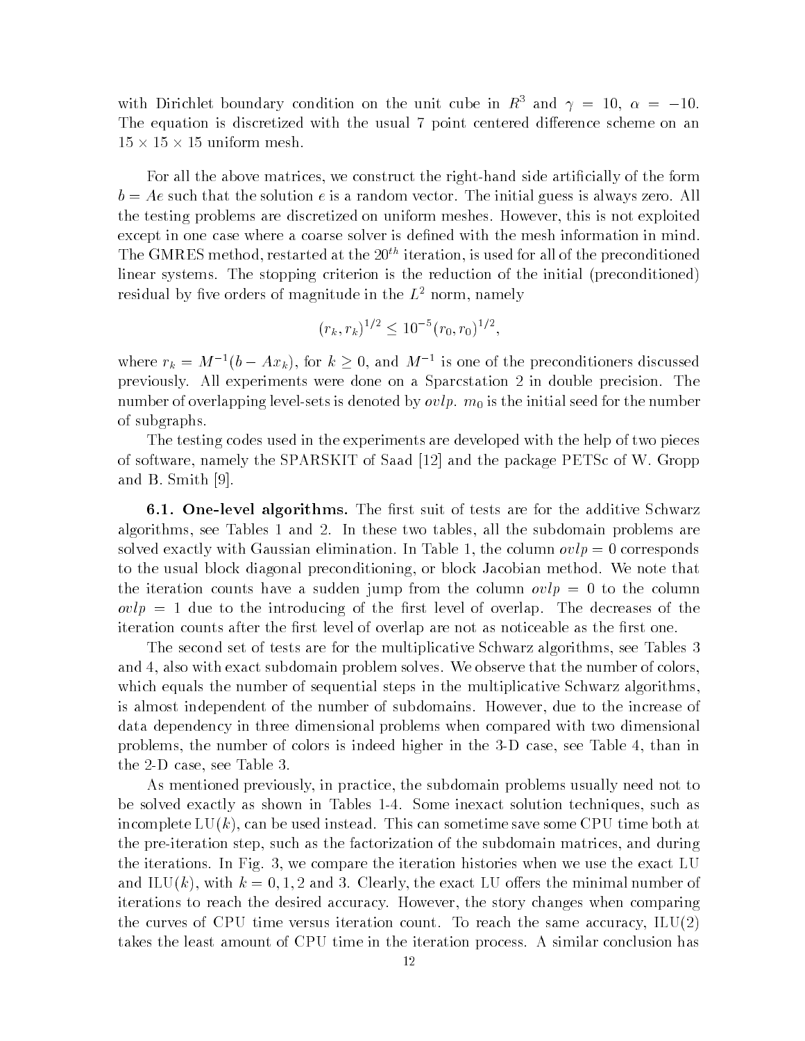with Dirichlet boundary condition on the unit cube in $R^3$ and $\gamma = 10$, $\alpha = -10$. The equation is discretized with the usual 7 point centered difference scheme on an $15 \times 15 \times 15$ uniform mesh.

For all the above matrices, we construct the right-hand side artificially of the form $b = Ae$ such that the solution $e$ is a random vector. The initial guess is always zero. All the testing problems are discretized on uniform meshes. However, this is not exploited except in one case where a coarse solver is defined with the mesh information in mind. The GMRES method, restarted at the $20^{th}$ iteration, is used for all of the preconditioned linear systems. The stopping criterion is the reduction of the initial (preconditioned) residual by five orders of magnitude in the $L^2$ norm, namely

$$(r_k, r_k)^{1/2} \leq 10^{-5}(r_0, r_0)^{1/2},$$

where $r_k = M^{-1}(b - Ax_k)$, for $k \geq 0$, and $M^{-1}$ is one of the preconditioners discussed previously. All experiments were done on a Sparcstation 2 in double precision. The number of overlapping level-sets is denoted by *ovlp*. $m_0$ is the initial seed for the number of subgraphs.

The testing codes used in the experiments are developed with the help of two pieces of software, namely the SPARSKIT of Saad [12] and the package PETSc of W. Gropp and B. Smith [9].

**6.1. One-level algorithms.** The first suit of tests are for the additive Schwarz algorithms, see Tables 1 and 2. In these two tables, all the subdomain problems are solved exactly with Gaussian elimination. In Table 1, the column $ovlp = 0$ corresponds to the usual block diagonal preconditioning, or block Jacobian method. We note that the iteration counts have a sudden jump from the column $ovlp = 0$ to the column $ovlp = 1$ due to the introducing of the first level of overlap. The decreases of the iteration counts after the first level of overlap are not as noticeable as the first one.

The second set of tests are for the multiplicative Schwarz algorithms, see Tables 3 and 4, also with exact subdomain problem solves. We observe that the number of colors, which equals the number of sequential steps in the multiplicative Schwarz algorithms, is almost independent of the number of subdomains. However, due to the increase of data dependency in three dimensional problems when compared with two dimensional problems, the number of colors is indeed higher in the 3-D case, see Table 4, than in the 2-D case, see Table 3.

As mentioned previously, in practice, the subdomain problems usually need not to be solved exactly as shown in Tables 1-4. Some inexact solution techniques, such as incomplete LU($k$), can be used instead. This can sometime save some CPU time both at the pre-iteration step, such as the factorization of the subdomain matrices, and during the iterations. In Fig. 3, we compare the iteration histories when we use the exact LU and ILU($k$), with $k = 0, 1, 2$ and 3. Clearly, the exact LU offers the minimal number of iterations to reach the desired accuracy. However, the story changes when comparing the curves of CPU time versus iteration count. To reach the same accuracy, ILU(2) takes the least amount of CPU time in the iteration process. A similar conclusion has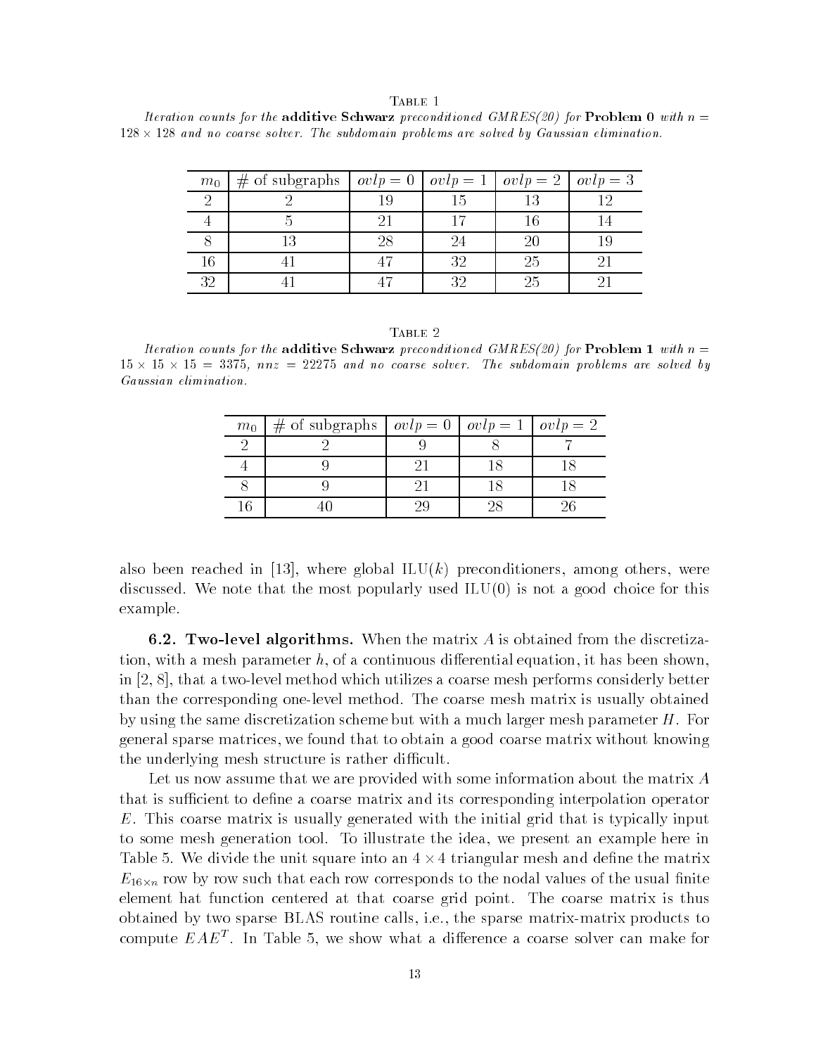TABLE 1

*Iteration counts for the* **additive Schwarz** *preconditioned GMRES(20) for* **Problem 0** *with* $n = 128 \times 128$ *and no coarse solver. The subdomain problems are solved by Gaussian elimination.*

| $m_0$ | # of subgraphs | $ovlp = 0$ | $ovlp = 1$ | $ovlp = 2$ | $ovlp = 3$ |
|---|---|---|---|---|---|
| 2 | 2 | 19 | 15 | 13 | 12 |
| 4 | 5 | 21 | 17 | 16 | 14 |
| 8 | 13 | 28 | 24 | 20 | 19 |
| 16 | 41 | 47 | 32 | 25 | 21 |
| 32 | 41 | 47 | 32 | 25 | 21 |

TABLE 2

*Iteration counts for the* **additive Schwarz** *preconditioned GMRES(20) for* **Problem 1** *with* $n = 15 \times 15 \times 15 = 3375$, $nnz = 22275$ *and no coarse solver. The subdomain problems are solved by Gaussian elimination.*

| $m_0$ | # of subgraphs | $ovlp = 0$ | $ovlp = 1$ | $ovlp = 2$ |
|---|---|---|---|---|
| 2 | 2 | 9 | 8 | 7 |
| 4 | 9 | 21 | 18 | 18 |
| 8 | 9 | 21 | 18 | 18 |
| 16 | 40 | 29 | 28 | 26 |

also been reached in [13], where global ILU($k$) preconditioners, among others, were discussed. We note that the most popularly used ILU(0) is not a good choice for this example.

**6.2. Two-level algorithms.** When the matrix $A$ is obtained from the discretization, with a mesh parameter $h$, of a continuous differential equation, it has been shown, in [2, 8], that a two-level method which utilizes a coarse mesh performs considerly better than the corresponding one-level method. The coarse mesh matrix is usually obtained by using the same discretization scheme but with a much larger mesh parameter $H$. For general sparse matrices, we found that to obtain a good coarse matrix without knowing the underlying mesh structure is rather difficult.

Let us now assume that we are provided with some information about the matrix $A$ that is sufficient to define a coarse matrix and its corresponding interpolation operator $E$. This coarse matrix is usually generated with the initial grid that is typically input to some mesh generation tool. To illustrate the idea, we present an example here in Table 5. We divide the unit square into an $4 \times 4$ triangular mesh and define the matrix $E_{16 \times n}$ row by row such that each row corresponds to the nodal values of the usual finite element hat function centered at that coarse grid point. The coarse matrix is thus obtained by two sparse BLAS routine calls, i.e., the sparse matrix-matrix products to compute $EAE^T$. In Table 5, we show what a difference a coarse solver can make for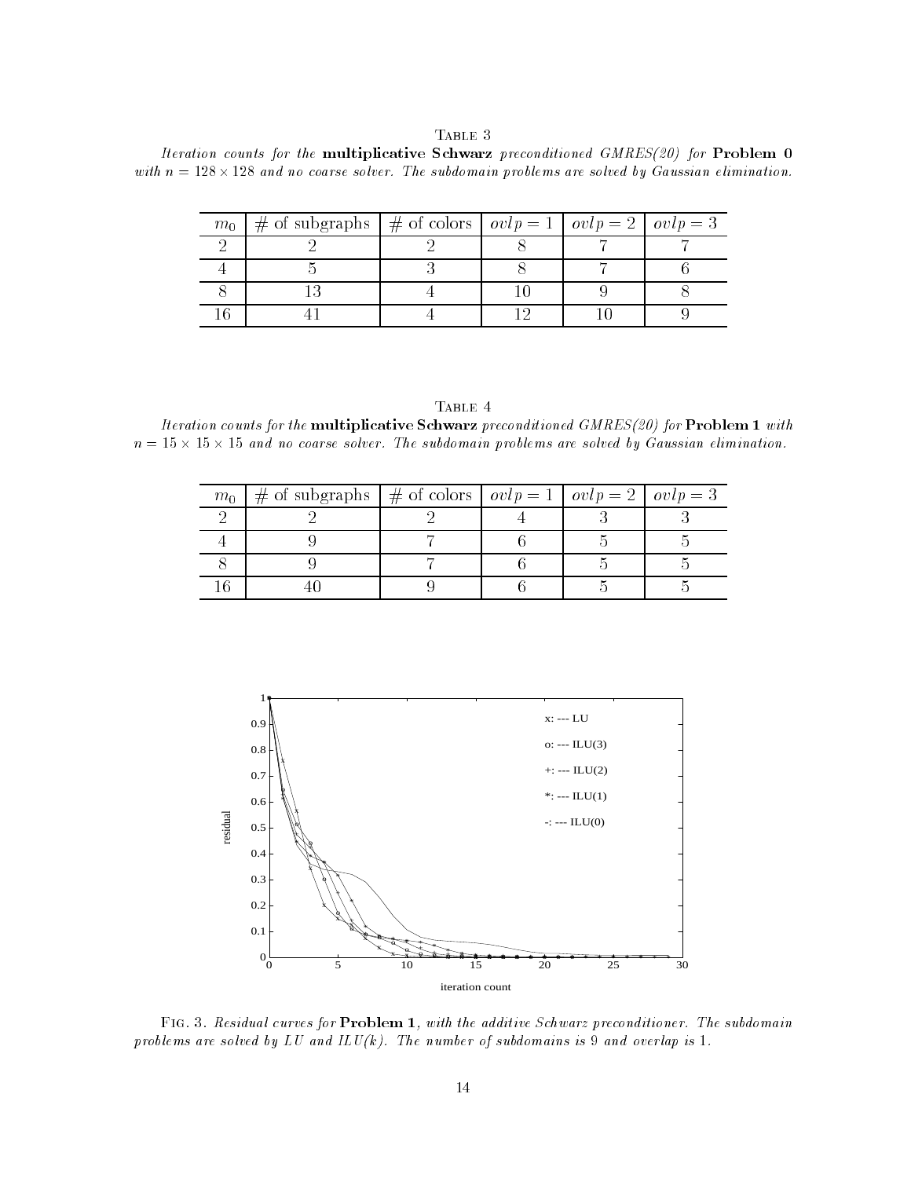Table 3

*Iteration counts for the* **multiplicative Schwarz** *preconditioned GMRES(20) for* **Problem 0** *with $n = 128 \times 128$ and no coarse solver. The subdomain problems are solved by Gaussian elimination.*

| $m_0$ | # of subgraphs | # of colors | $ovlp = 1$ | $ovlp = 2$ | $ovlp = 3$ |
|---|---|---|---|---|---|
| 2 | 2 | 2 | 8 | 7 | 7 |
| 4 | 5 | 3 | 8 | 7 | 6 |
| 8 | 13 | 4 | 10 | 9 | 8 |
| 16 | 41 | 4 | 12 | 10 | 9 |

Table 4

*Iteration counts for the* **multiplicative Schwarz** *preconditioned GMRES(20) for* **Problem 1** *with $n = 15 \times 15 \times 15$ and no coarse solver. The subdomain problems are solved by Gaussian elimination.*

| $m_0$ | # of subgraphs | # of colors | $ovlp = 1$ | $ovlp = 2$ | $ovlp = 3$ |
|---|---|---|---|---|---|
| 2 | 2 | 2 | 4 | 3 | 3 |
| 4 | 9 | 7 | 6 | 5 | 5 |
| 8 | 9 | 7 | 6 | 5 | 5 |
| 16 | 40 | 9 | 6 | 5 | 5 |

Fig. 3. *Residual curves for* **Problem 1**, *with the additive Schwarz preconditioner. The subdomain problems are solved by LU and ILU(k). The number of subdomains is 9 and overlap is 1.*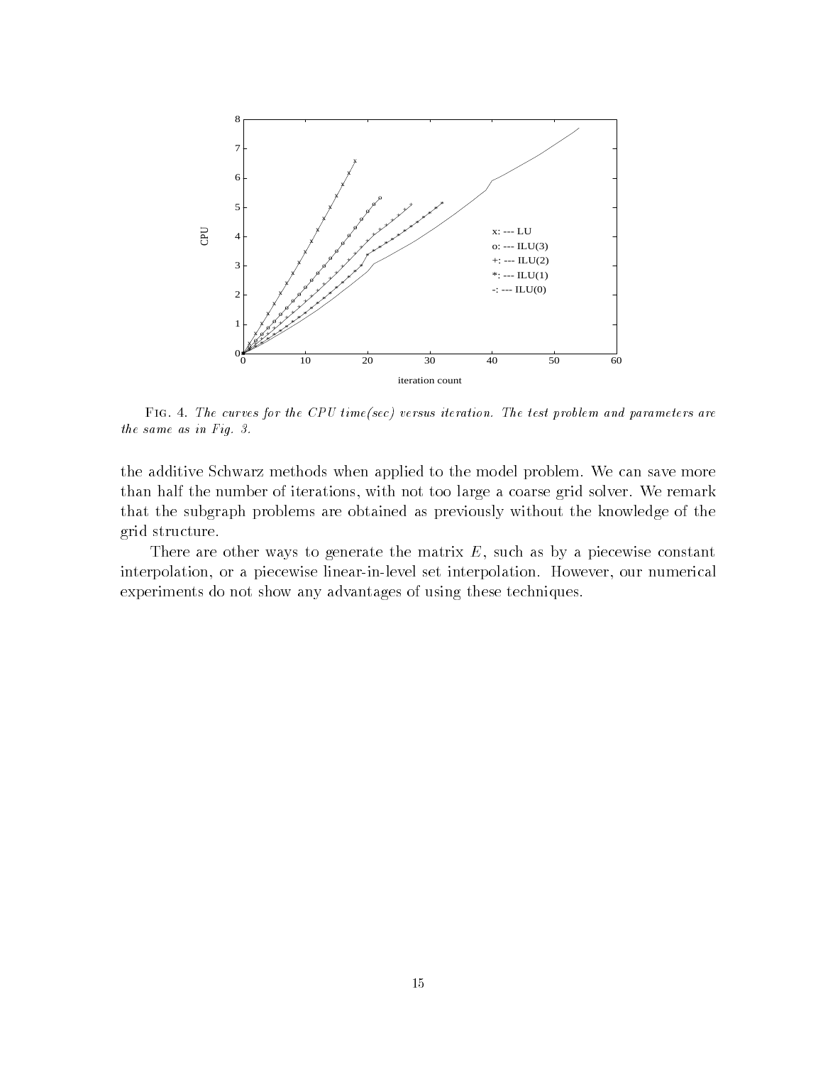FIG. 4. *The curves for the CPU time(sec) versus iteration. The test problem and parameters are the same as in Fig. 3.*

the additive Schwarz methods when applied to the model problem. We can save more than half the number of iterations, with not too large a coarse grid solver. We remark that the subgraph problems are obtained as previously without the knowledge of the grid structure.

There are other ways to generate the matrix $E$, such as by a piecewise constant interpolation, or a piecewise linear-in-level set interpolation. However, our numerical experiments do not show any advantages of using these techniques.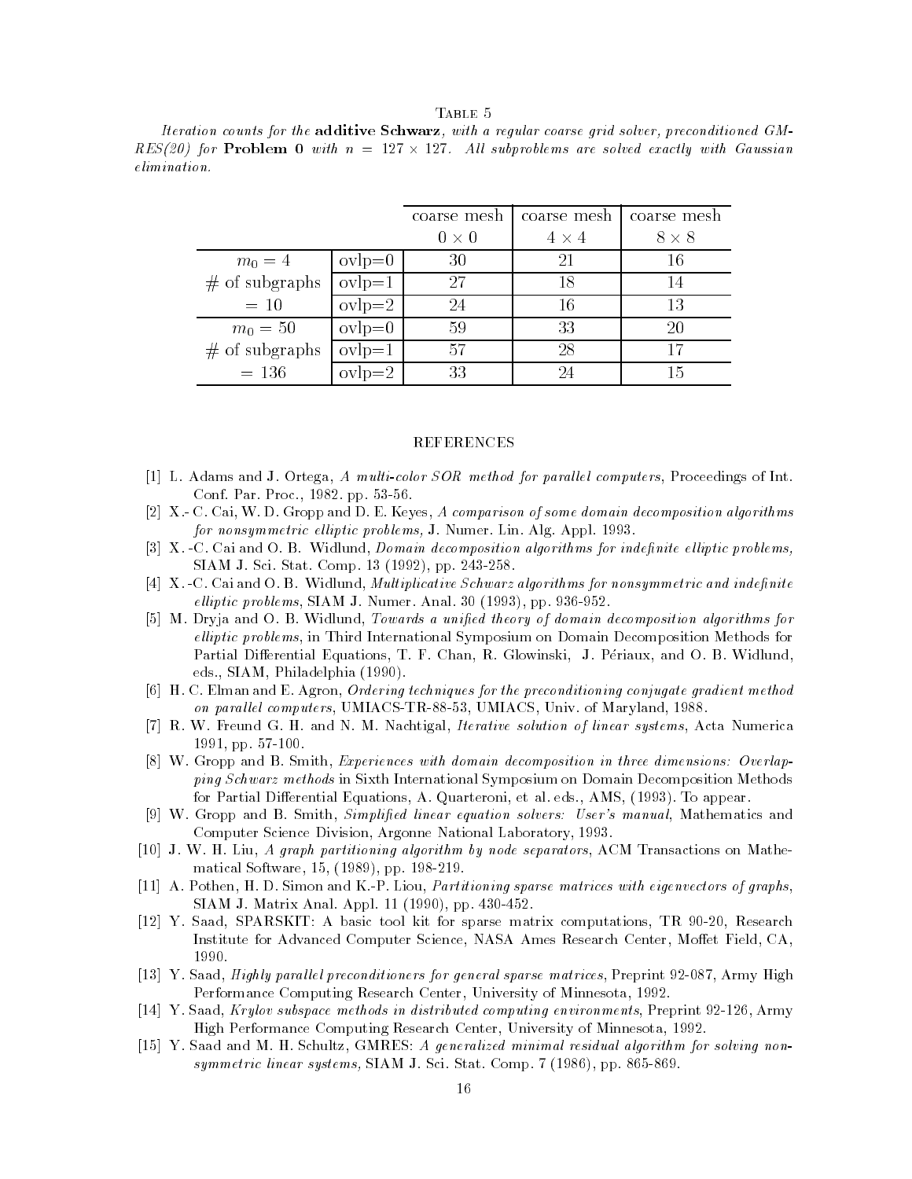Table 5

*Iteration counts for the* **additive Schwarz***, with a regular coarse grid solver, preconditioned GMRES(20) for* **Problem 0** *with $n = 127 \times 127$. All subproblems are solved exactly with Gaussian elimination.*

| | | coarse mesh $0 \times 0$ | coarse mesh $4 \times 4$ | coarse mesh $8 \times 8$ |
|---|---|---|---|---|
| $m_0 = 4$ | ovlp=0 | 30 | 21 | 16 |
| # of subgraphs | ovlp=1 | 27 | 18 | 14 |
| = 10 | ovlp=2 | 24 | 16 | 13 |
| $m_0 = 50$ | ovlp=0 | 59 | 33 | 20 |
| # of subgraphs | ovlp=1 | 57 | 28 | 17 |
| = 136 | ovlp=2 | 33 | 24 | 15 |

## REFERENCES

[1] L. Adams and J. Ortega, *A multi-color SOR method for parallel computers*, Proceedings of Int. Conf. Par. Proc., 1982. pp. 53-56.

[2] X.- C. Cai, W. D. Gropp and D. E. Keyes, *A comparison of some domain decomposition algorithms for nonsymmetric elliptic problems,* J. Numer. Lin. Alg. Appl. 1993.

[3] X. -C. Cai and O. B. Widlund, *Domain decomposition algorithms for indefinite elliptic problems,* SIAM J. Sci. Stat. Comp. 13 (1992), pp. 243-258.

[4] X. -C. Cai and O. B. Widlund, *Multiplicative Schwarz algorithms for nonsymmetric and indefinite elliptic problems*, SIAM J. Numer. Anal. 30 (1993), pp. 936-952.

[5] M. Dryja and O. B. Widlund, *Towards a unified theory of domain decomposition algorithms for elliptic problems*, in Third International Symposium on Domain Decomposition Methods for Partial Differential Equations, T. F. Chan, R. Glowinski, J. Périaux, and O. B. Widlund, eds., SIAM, Philadelphia (1990).

[6] H. C. Elman and E. Agron, *Ordering techniques for the preconditioning conjugate gradient method on parallel computers*, UMIACS-TR-88-53, UMIACS, Univ. of Maryland, 1988.

[7] R. W. Freund G. H. and N. M. Nachtigal, *Iterative solution of linear systems*, Acta Numerica 1991, pp. 57-100.

[8] W. Gropp and B. Smith, *Experiences with domain decomposition in three dimensions: Overlapping Schwarz methods* in Sixth International Symposium on Domain Decomposition Methods for Partial Differential Equations, A. Quarteroni, et al. eds., AMS, (1993). To appear.

[9] W. Gropp and B. Smith, *Simplified linear equation solvers: User's manual*, Mathematics and Computer Science Division, Argonne National Laboratory, 1993.

[10] J. W. H. Liu, *A graph partitioning algorithm by node separators*, ACM Transactions on Mathematical Software, 15, (1989), pp. 198-219.

[11] A. Pothen, H. D. Simon and K.-P. Liou, *Partitioning sparse matrices with eigenvectors of graphs*, SIAM J. Matrix Anal. Appl. 11 (1990), pp. 430-452.

[12] Y. Saad, SPARSKIT: A basic tool kit for sparse matrix computations, TR 90-20, Research Institute for Advanced Computer Science, NASA Ames Research Center, Moffet Field, CA, 1990.

[13] Y. Saad, *Highly parallel preconditioners for general sparse matrices*, Preprint 92-087, Army High Performance Computing Research Center, University of Minnesota, 1992.

[14] Y. Saad, *Krylov subspace methods in distributed computing environments*, Preprint 92-126, Army High Performance Computing Research Center, University of Minnesota, 1992.

[15] Y. Saad and M. H. Schultz, GMRES: *A generalized minimal residual algorithm for solving nonsymmetric linear systems,* SIAM J. Sci. Stat. Comp. 7 (1986), pp. 865-869.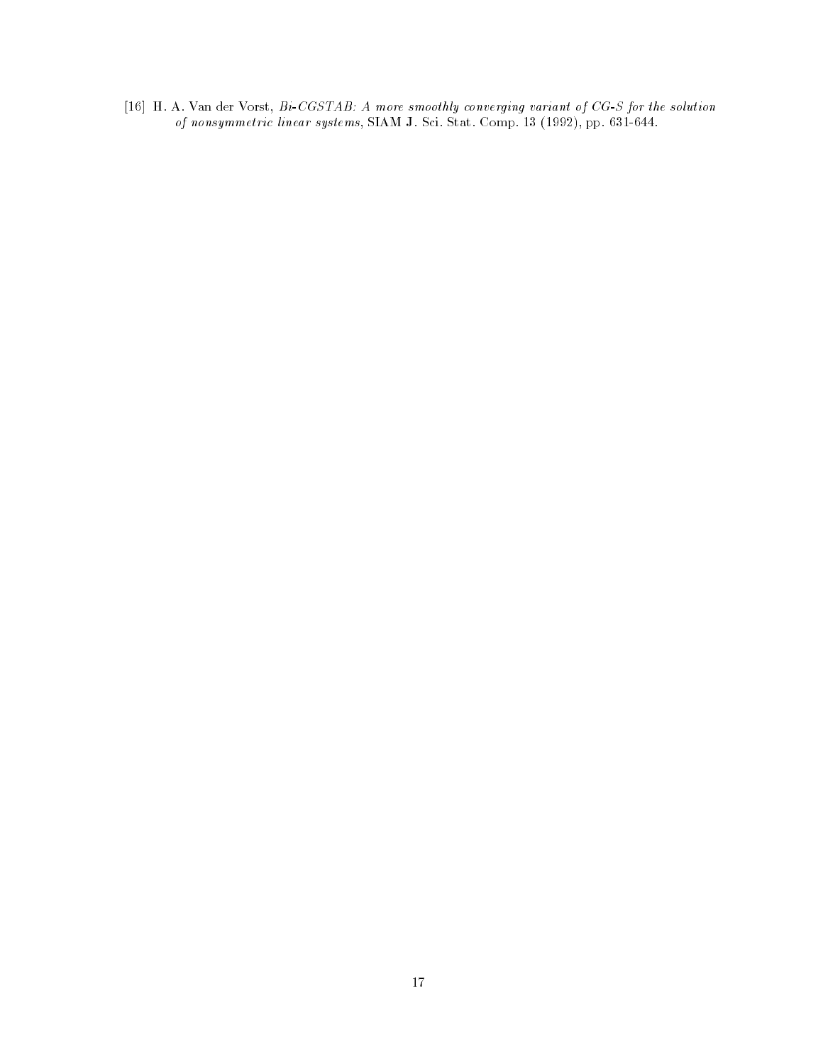[16] H. A. Van der Vorst, *Bi-CGSTAB: A more smoothly converging variant of CG-S for the solution of nonsymmetric linear systems*, SIAM J. Sci. Stat. Comp. 13 (1992), pp. 631-644.